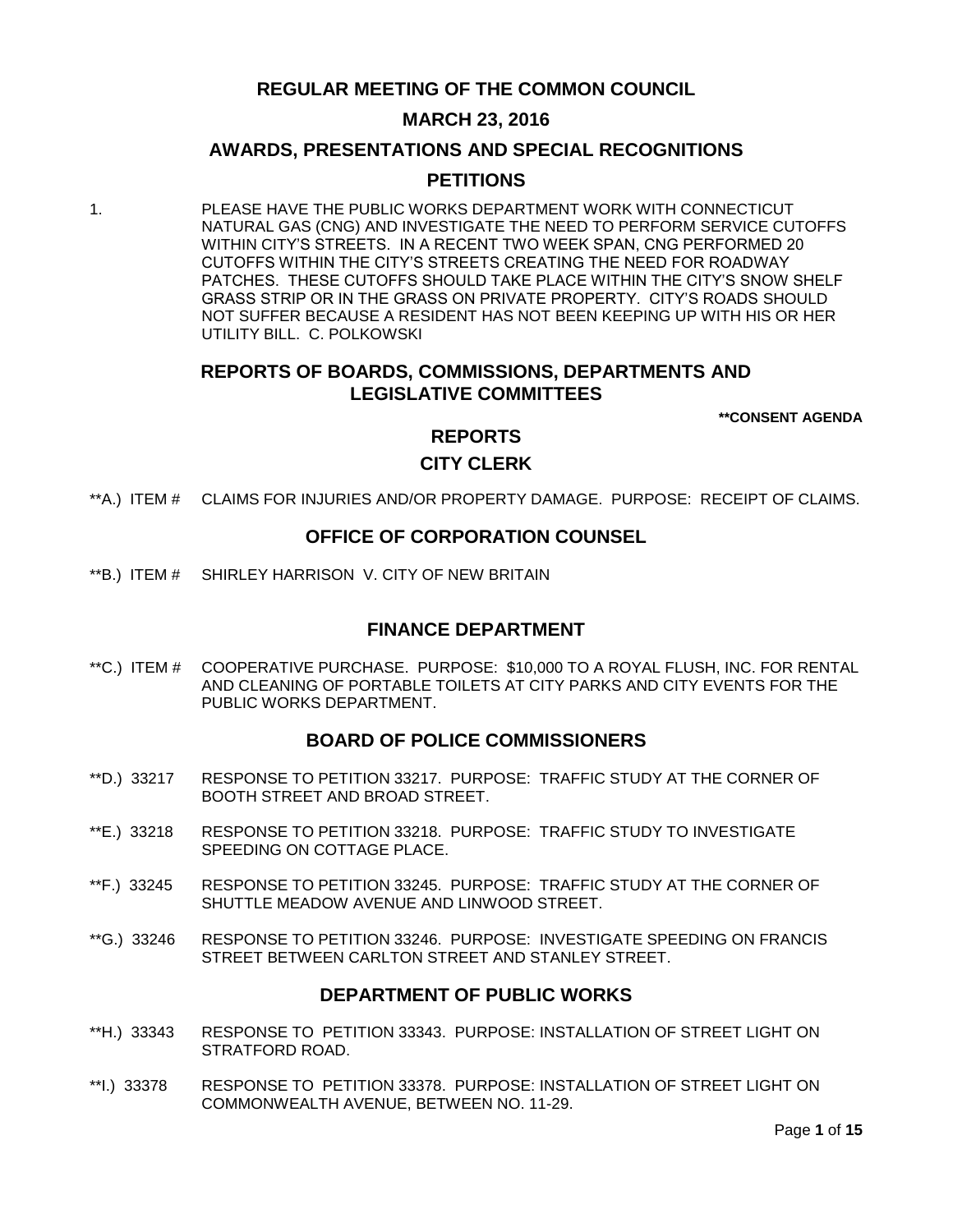# REGULAR MEETING OF THE COMMON COUNCIL

## MARCH 23, 2016

## AWARDS, PRESENTATIONS AND SPECIAL RECOGNITIONS

## PETITIONS

1. PLEASE HAVE THE PUBLIC WORKS DEPARTMENT WORK WITH CONNECTICUT NATURAL GAS (CNG) AND INVESTIGATE THE NEED TO PERFORM SERVICE CUTOFFS WITHIN CITY'S STREETS. IN A RECENT TWO WEEK SPAN, CNG PERFORMED 20 CUTOFFS WITHIN THE CITY'S STREETS CREATING THE NEED FOR ROADWAY PATCHES. THESE CUTOFFS SHOULD TAKE PLACE WITHIN THE CITY'S SNOW SHELF GRASS STRIP OR IN THE GRASS ON PRIVATE PROPERTY. CITY'S ROADS SHOULD NOT SUFFER BECAUSE A RESIDENT HAS NOT BEEN KEEPING UP WITH HIS OR HER UTILITY BILL. C. POLKOWSKI

## REPORTS OF BOARDS, COMMISSIONS, DEPARTMENTS AND LEGISLATIVE COMMITTEES

**CONSENT AGENDA

## REPORTS

### CITY CLERK

**A.) ITEM # CLAIMS FOR INJURIES AND/OR PROPERTY DAMAGE. PURPOSE: RECEIPT OF CLAIMS.

### OFFICE OF CORPORATION COUNSEL

**B.) ITEM # SHIRLEY HARRISON V. CITY OF NEW BRITAIN

### FINANCE DEPARTMENT

**C.) ITEM # COOPERATIVE PURCHASE. PURPOSE: $10,000 TO A ROYAL FLUSH, INC. FOR RENTAL AND CLEANING OF PORTABLE TOILETS AT CITY PARKS AND CITY EVENTS FOR THE PUBLIC WORKS DEPARTMENT.

### BOARD OF POLICE COMMISSIONERS

**D.) 33217 RESPONSE TO PETITION 33217. PURPOSE: TRAFFIC STUDY AT THE CORNER OF BOOTH STREET AND BROAD STREET.

**E.) 33218 RESPONSE TO PETITION 33218. PURPOSE: TRAFFIC STUDY TO INVESTIGATE SPEEDING ON COTTAGE PLACE.

**F.) 33245 RESPONSE TO PETITION 33245. PURPOSE: TRAFFIC STUDY AT THE CORNER OF SHUTTLE MEADOW AVENUE AND LINWOOD STREET.

**G.) 33246 RESPONSE TO PETITION 33246. PURPOSE: INVESTIGATE SPEEDING ON FRANCIS STREET BETWEEN CARLTON STREET AND STANLEY STREET.

### DEPARTMENT OF PUBLIC WORKS

**H.) 33343 RESPONSE TO PETITION 33343. PURPOSE: INSTALLATION OF STREET LIGHT ON STRATFORD ROAD.

**I.) 33378 RESPONSE TO PETITION 33378. PURPOSE: INSTALLATION OF STREET LIGHT ON COMMONWEALTH AVENUE, BETWEEN NO. 11-29.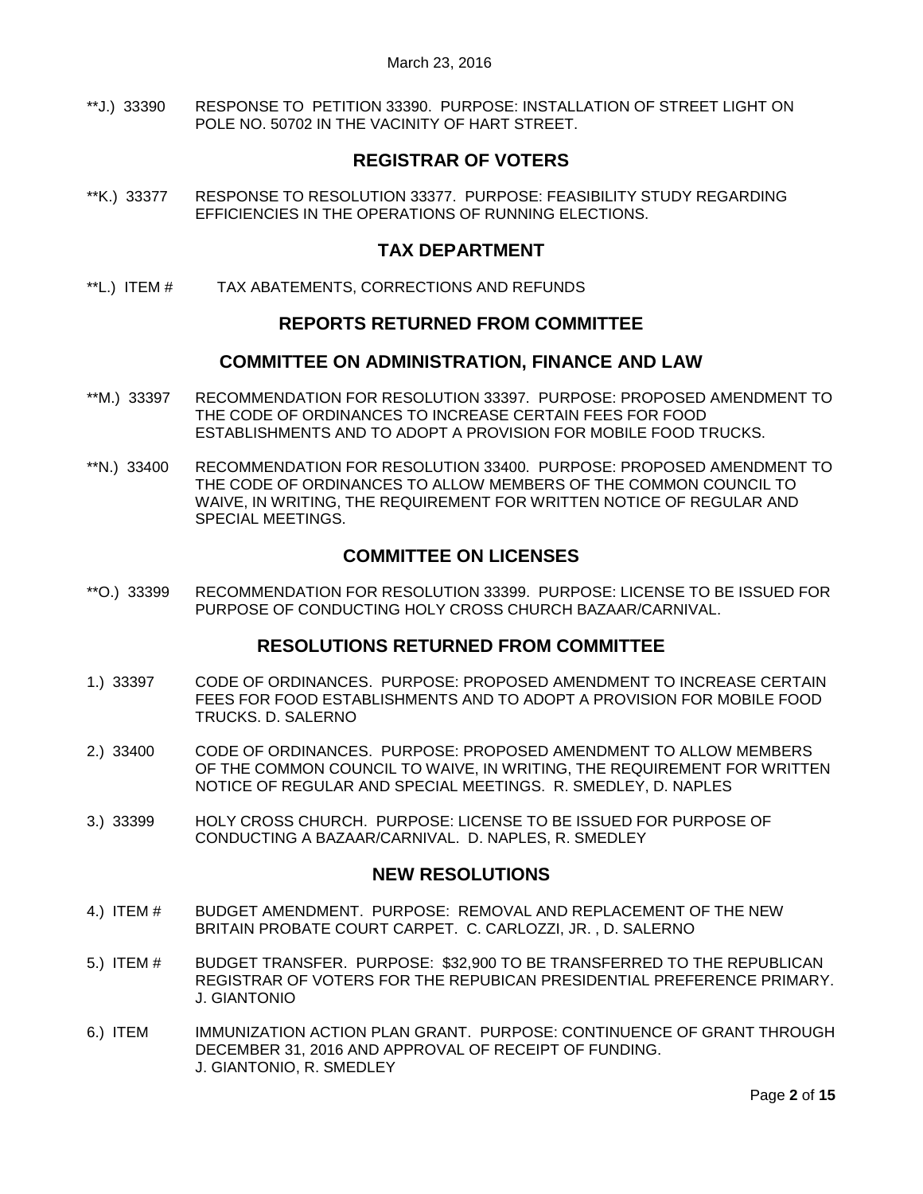**J.) 33390 RESPONSE TO PETITION 33390. PURPOSE: INSTALLATION OF STREET LIGHT ON POLE NO. 50702 IN THE VACINITY OF HART STREET.

## REGISTRAR OF VOTERS

**K.) 33377 RESPONSE TO RESOLUTION 33377. PURPOSE: FEASIBILITY STUDY REGARDING EFFICIENCIES IN THE OPERATIONS OF RUNNING ELECTIONS.

## TAX DEPARTMENT

**L.) ITEM # TAX ABATEMENTS, CORRECTIONS AND REFUNDS

## REPORTS RETURNED FROM COMMITTEE

## COMMITTEE ON ADMINISTRATION, FINANCE AND LAW

**M.) 33397 RECOMMENDATION FOR RESOLUTION 33397. PURPOSE: PROPOSED AMENDMENT TO THE CODE OF ORDINANCES TO INCREASE CERTAIN FEES FOR FOOD ESTABLISHMENTS AND TO ADOPT A PROVISION FOR MOBILE FOOD TRUCKS.

**N.) 33400 RECOMMENDATION FOR RESOLUTION 33400. PURPOSE: PROPOSED AMENDMENT TO THE CODE OF ORDINANCES TO ALLOW MEMBERS OF THE COMMON COUNCIL TO WAIVE, IN WRITING, THE REQUIREMENT FOR WRITTEN NOTICE OF REGULAR AND SPECIAL MEETINGS.

## COMMITTEE ON LICENSES

**O.) 33399 RECOMMENDATION FOR RESOLUTION 33399. PURPOSE: LICENSE TO BE ISSUED FOR PURPOSE OF CONDUCTING HOLY CROSS CHURCH BAZAAR/CARNIVAL.

## RESOLUTIONS RETURNED FROM COMMITTEE

1.) 33397 CODE OF ORDINANCES. PURPOSE: PROPOSED AMENDMENT TO INCREASE CERTAIN FEES FOR FOOD ESTABLISHMENTS AND TO ADOPT A PROVISION FOR MOBILE FOOD TRUCKS. D. SALERNO

2.) 33400 CODE OF ORDINANCES. PURPOSE: PROPOSED AMENDMENT TO ALLOW MEMBERS OF THE COMMON COUNCIL TO WAIVE, IN WRITING, THE REQUIREMENT FOR WRITTEN NOTICE OF REGULAR AND SPECIAL MEETINGS. R. SMEDLEY, D. NAPLES

3.) 33399 HOLY CROSS CHURCH. PURPOSE: LICENSE TO BE ISSUED FOR PURPOSE OF CONDUCTING A BAZAAR/CARNIVAL. D. NAPLES, R. SMEDLEY

## NEW RESOLUTIONS

4.) ITEM # BUDGET AMENDMENT. PURPOSE: REMOVAL AND REPLACEMENT OF THE NEW BRITAIN PROBATE COURT CARPET. C. CARLOZZI, JR. , D. SALERNO

5.) ITEM # BUDGET TRANSFER. PURPOSE: $32,900 TO BE TRANSFERRED TO THE REPUBLICAN REGISTRAR OF VOTERS FOR THE REPUBICAN PRESIDENTIAL PREFERENCE PRIMARY. J. GIANTONIO

6.) ITEM IMMUNIZATION ACTION PLAN GRANT. PURPOSE: CONTINUENCE OF GRANT THROUGH DECEMBER 31, 2016 AND APPROVAL OF RECEIPT OF FUNDING. J. GIANTONIO, R. SMEDLEY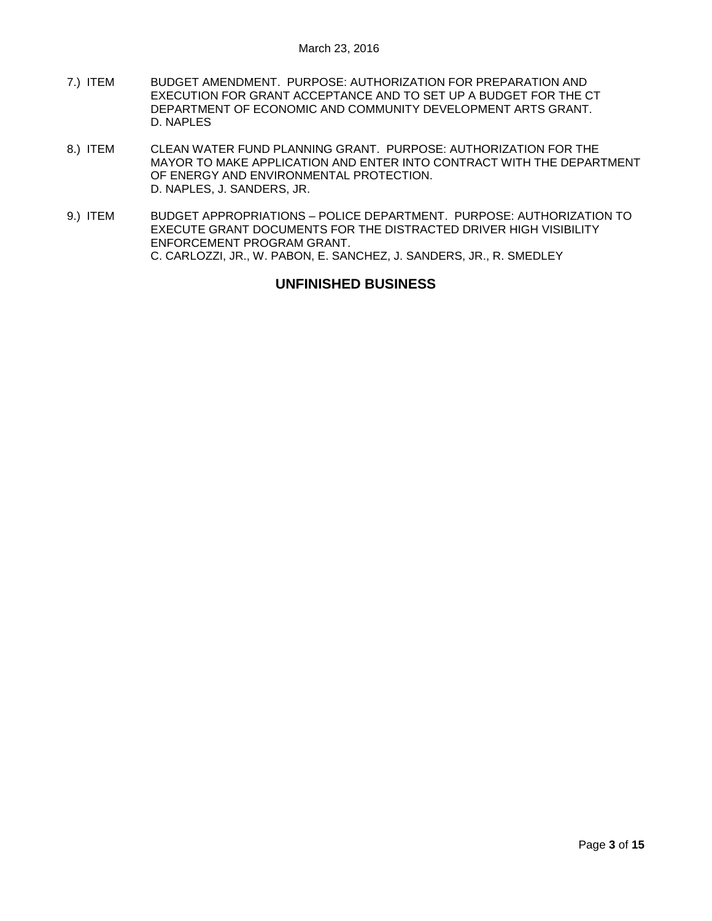7.) ITEM BUDGET AMENDMENT. PURPOSE: AUTHORIZATION FOR PREPARATION AND EXECUTION FOR GRANT ACCEPTANCE AND TO SET UP A BUDGET FOR THE CT DEPARTMENT OF ECONOMIC AND COMMUNITY DEVELOPMENT ARTS GRANT.
D. NAPLES

8.) ITEM CLEAN WATER FUND PLANNING GRANT. PURPOSE: AUTHORIZATION FOR THE MAYOR TO MAKE APPLICATION AND ENTER INTO CONTRACT WITH THE DEPARTMENT OF ENERGY AND ENVIRONMENTAL PROTECTION.
D. NAPLES, J. SANDERS, JR.

9.) ITEM BUDGET APPROPRIATIONS – POLICE DEPARTMENT. PURPOSE: AUTHORIZATION TO EXECUTE GRANT DOCUMENTS FOR THE DISTRACTED DRIVER HIGH VISIBILITY ENFORCEMENT PROGRAM GRANT.
C. CARLOZZI, JR., W. PABON, E. SANCHEZ, J. SANDERS, JR., R. SMEDLEY

## UNFINISHED BUSINESS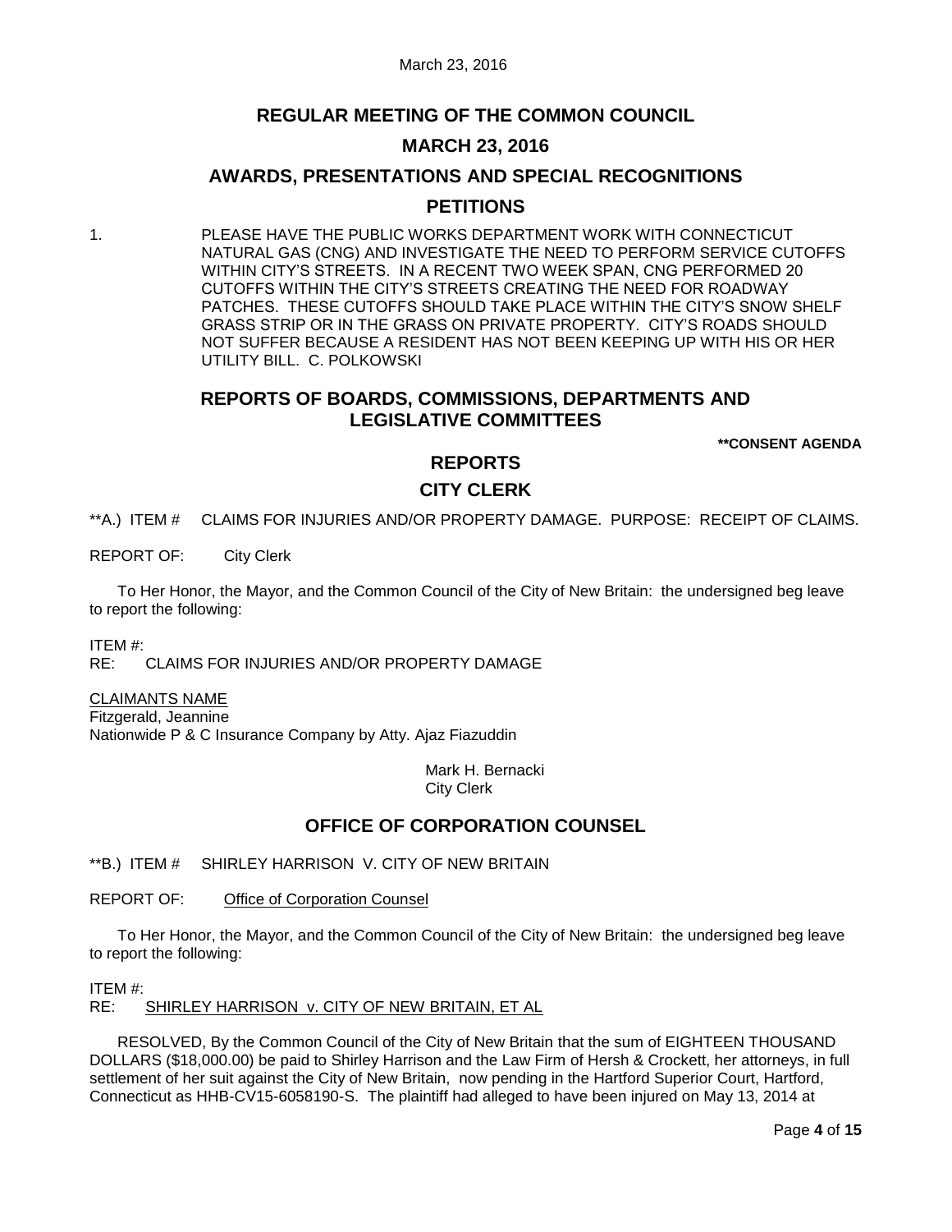# REGULAR MEETING OF THE COMMON COUNCIL

## MARCH 23, 2016

## AWARDS, PRESENTATIONS AND SPECIAL RECOGNITIONS

## PETITIONS

1. PLEASE HAVE THE PUBLIC WORKS DEPARTMENT WORK WITH CONNECTICUT NATURAL GAS (CNG) AND INVESTIGATE THE NEED TO PERFORM SERVICE CUTOFFS WITHIN CITY'S STREETS. IN A RECENT TWO WEEK SPAN, CNG PERFORMED 20 CUTOFFS WITHIN THE CITY'S STREETS CREATING THE NEED FOR ROADWAY PATCHES. THESE CUTOFFS SHOULD TAKE PLACE WITHIN THE CITY'S SNOW SHELF GRASS STRIP OR IN THE GRASS ON PRIVATE PROPERTY. CITY'S ROADS SHOULD NOT SUFFER BECAUSE A RESIDENT HAS NOT BEEN KEEPING UP WITH HIS OR HER UTILITY BILL. C. POLKOWSKI

## REPORTS OF BOARDS, COMMISSIONS, DEPARTMENTS AND LEGISLATIVE COMMITTEES

**\*\*CONSENT AGENDA**

## REPORTS

## CITY CLERK

\*\*A.) ITEM # CLAIMS FOR INJURIES AND/OR PROPERTY DAMAGE. PURPOSE: RECEIPT OF CLAIMS.

REPORT OF: City Clerk

To Her Honor, the Mayor, and the Common Council of the City of New Britain: the undersigned beg leave to report the following:

ITEM #:
RE: CLAIMS FOR INJURIES AND/OR PROPERTY DAMAGE

CLAIMANTS NAME
Fitzgerald, Jeannine
Nationwide P & C Insurance Company by Atty. Ajaz Fiazuddin

Mark H. Bernacki
City Clerk

## OFFICE OF CORPORATION COUNSEL

\*\*B.) ITEM # SHIRLEY HARRISON V. CITY OF NEW BRITAIN

REPORT OF: Office of Corporation Counsel

To Her Honor, the Mayor, and the Common Council of the City of New Britain: the undersigned beg leave to report the following:

ITEM #:
RE: SHIRLEY HARRISON v. CITY OF NEW BRITAIN, ET AL

RESOLVED, By the Common Council of the City of New Britain that the sum of EIGHTEEN THOUSAND DOLLARS ($18,000.00) be paid to Shirley Harrison and the Law Firm of Hersh & Crockett, her attorneys, in full settlement of her suit against the City of New Britain, now pending in the Hartford Superior Court, Hartford, Connecticut as HHB-CV15-6058190-S. The plaintiff had alleged to have been injured on May 13, 2014 at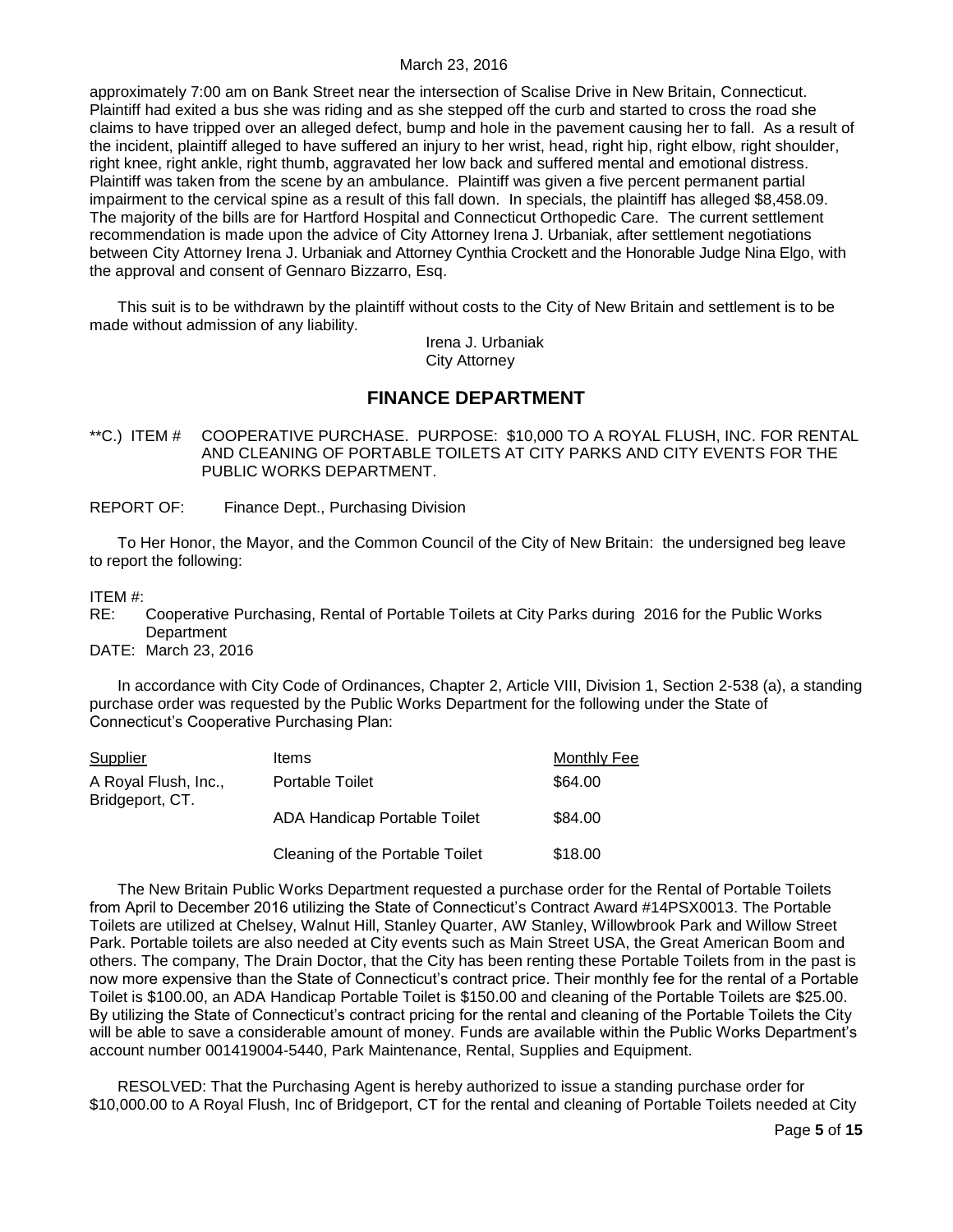approximately 7:00 am on Bank Street near the intersection of Scalise Drive in New Britain, Connecticut. Plaintiff had exited a bus she was riding and as she stepped off the curb and started to cross the road she claims to have tripped over an alleged defect, bump and hole in the pavement causing her to fall. As a result of the incident, plaintiff alleged to have suffered an injury to her wrist, head, right hip, right elbow, right shoulder, right knee, right ankle, right thumb, aggravated her low back and suffered mental and emotional distress. Plaintiff was taken from the scene by an ambulance. Plaintiff was given a five percent permanent partial impairment to the cervical spine as a result of this fall down. In specials, the plaintiff has alleged $8,458.09. The majority of the bills are for Hartford Hospital and Connecticut Orthopedic Care. The current settlement recommendation is made upon the advice of City Attorney Irena J. Urbaniak, after settlement negotiations between City Attorney Irena J. Urbaniak and Attorney Cynthia Crockett and the Honorable Judge Nina Elgo, with the approval and consent of Gennaro Bizzarro, Esq.

This suit is to be withdrawn by the plaintiff without costs to the City of New Britain and settlement is to be made without admission of any liability.

Irena J. Urbaniak
City Attorney

## FINANCE DEPARTMENT

**C.) ITEM # COOPERATIVE PURCHASE. PURPOSE: $10,000 TO A ROYAL FLUSH, INC. FOR RENTAL AND CLEANING OF PORTABLE TOILETS AT CITY PARKS AND CITY EVENTS FOR THE PUBLIC WORKS DEPARTMENT.

REPORT OF: Finance Dept., Purchasing Division

To Her Honor, the Mayor, and the Common Council of the City of New Britain: the undersigned beg leave to report the following:

ITEM #:
RE: Cooperative Purchasing, Rental of Portable Toilets at City Parks during 2016 for the Public Works Department
DATE: March 23, 2016

In accordance with City Code of Ordinances, Chapter 2, Article VIII, Division 1, Section 2-538 (a), a standing purchase order was requested by the Public Works Department for the following under the State of Connecticut's Cooperative Purchasing Plan:

| Supplier | Items | Monthly Fee |
|---|---|---|
| A Royal Flush, Inc., Bridgeport, CT. | Portable Toilet | $64.00 |
| | ADA Handicap Portable Toilet | $84.00 |
| | Cleaning of the Portable Toilet | $18.00 |

The New Britain Public Works Department requested a purchase order for the Rental of Portable Toilets from April to December 2016 utilizing the State of Connecticut's Contract Award #14PSX0013. The Portable Toilets are utilized at Chelsey, Walnut Hill, Stanley Quarter, AW Stanley, Willowbrook Park and Willow Street Park. Portable toilets are also needed at City events such as Main Street USA, the Great American Boom and others. The company, The Drain Doctor, that the City has been renting these Portable Toilets from in the past is now more expensive than the State of Connecticut's contract price. Their monthly fee for the rental of a Portable Toilet is $100.00, an ADA Handicap Portable Toilet is $150.00 and cleaning of the Portable Toilets are $25.00. By utilizing the State of Connecticut's contract pricing for the rental and cleaning of the Portable Toilets the City will be able to save a considerable amount of money. Funds are available within the Public Works Department's account number 001419004-5440, Park Maintenance, Rental, Supplies and Equipment.

RESOLVED: That the Purchasing Agent is hereby authorized to issue a standing purchase order for $10,000.00 to A Royal Flush, Inc of Bridgeport, CT for the rental and cleaning of Portable Toilets needed at City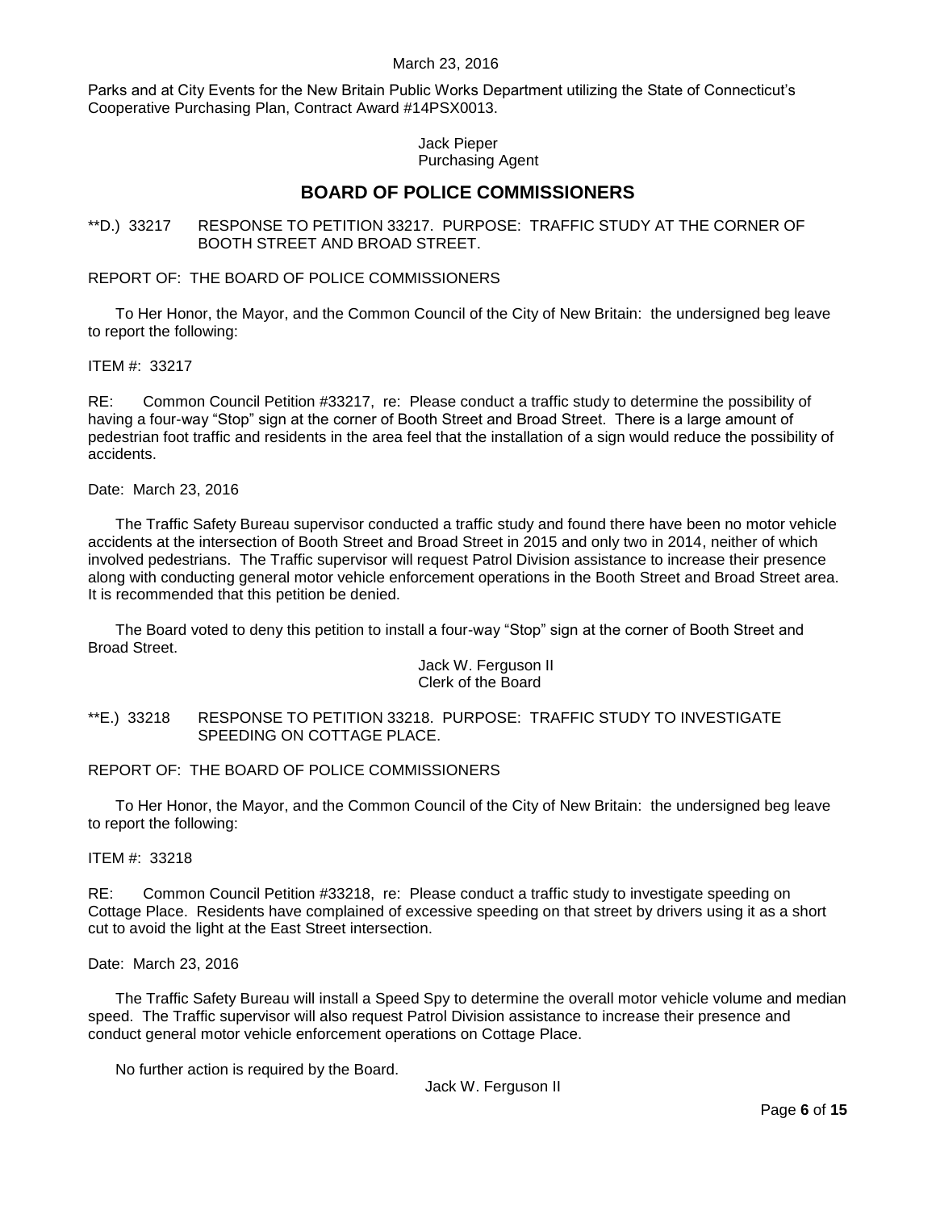Parks and at City Events for the New Britain Public Works Department utilizing the State of Connecticut's Cooperative Purchasing Plan, Contract Award #14PSX0013.

Jack Pieper
Purchasing Agent

## BOARD OF POLICE COMMISSIONERS

**D.) 33217 RESPONSE TO PETITION 33217. PURPOSE: TRAFFIC STUDY AT THE CORNER OF BOOTH STREET AND BROAD STREET.

REPORT OF: THE BOARD OF POLICE COMMISSIONERS

To Her Honor, the Mayor, and the Common Council of the City of New Britain: the undersigned beg leave to report the following:

ITEM #: 33217

RE: Common Council Petition #33217, re: Please conduct a traffic study to determine the possibility of having a four-way "Stop" sign at the corner of Booth Street and Broad Street. There is a large amount of pedestrian foot traffic and residents in the area feel that the installation of a sign would reduce the possibility of accidents.

Date: March 23, 2016

The Traffic Safety Bureau supervisor conducted a traffic study and found there have been no motor vehicle accidents at the intersection of Booth Street and Broad Street in 2015 and only two in 2014, neither of which involved pedestrians. The Traffic supervisor will request Patrol Division assistance to increase their presence along with conducting general motor vehicle enforcement operations in the Booth Street and Broad Street area. It is recommended that this petition be denied.

The Board voted to deny this petition to install a four-way "Stop" sign at the corner of Booth Street and Broad Street.

Jack W. Ferguson II
Clerk of the Board

**E.) 33218 RESPONSE TO PETITION 33218. PURPOSE: TRAFFIC STUDY TO INVESTIGATE SPEEDING ON COTTAGE PLACE.

REPORT OF: THE BOARD OF POLICE COMMISSIONERS

To Her Honor, the Mayor, and the Common Council of the City of New Britain: the undersigned beg leave to report the following:

ITEM #: 33218

RE: Common Council Petition #33218, re: Please conduct a traffic study to investigate speeding on Cottage Place. Residents have complained of excessive speeding on that street by drivers using it as a short cut to avoid the light at the East Street intersection.

Date: March 23, 2016

The Traffic Safety Bureau will install a Speed Spy to determine the overall motor vehicle volume and median speed. The Traffic supervisor will also request Patrol Division assistance to increase their presence and conduct general motor vehicle enforcement operations on Cottage Place.

No further action is required by the Board.

Jack W. Ferguson II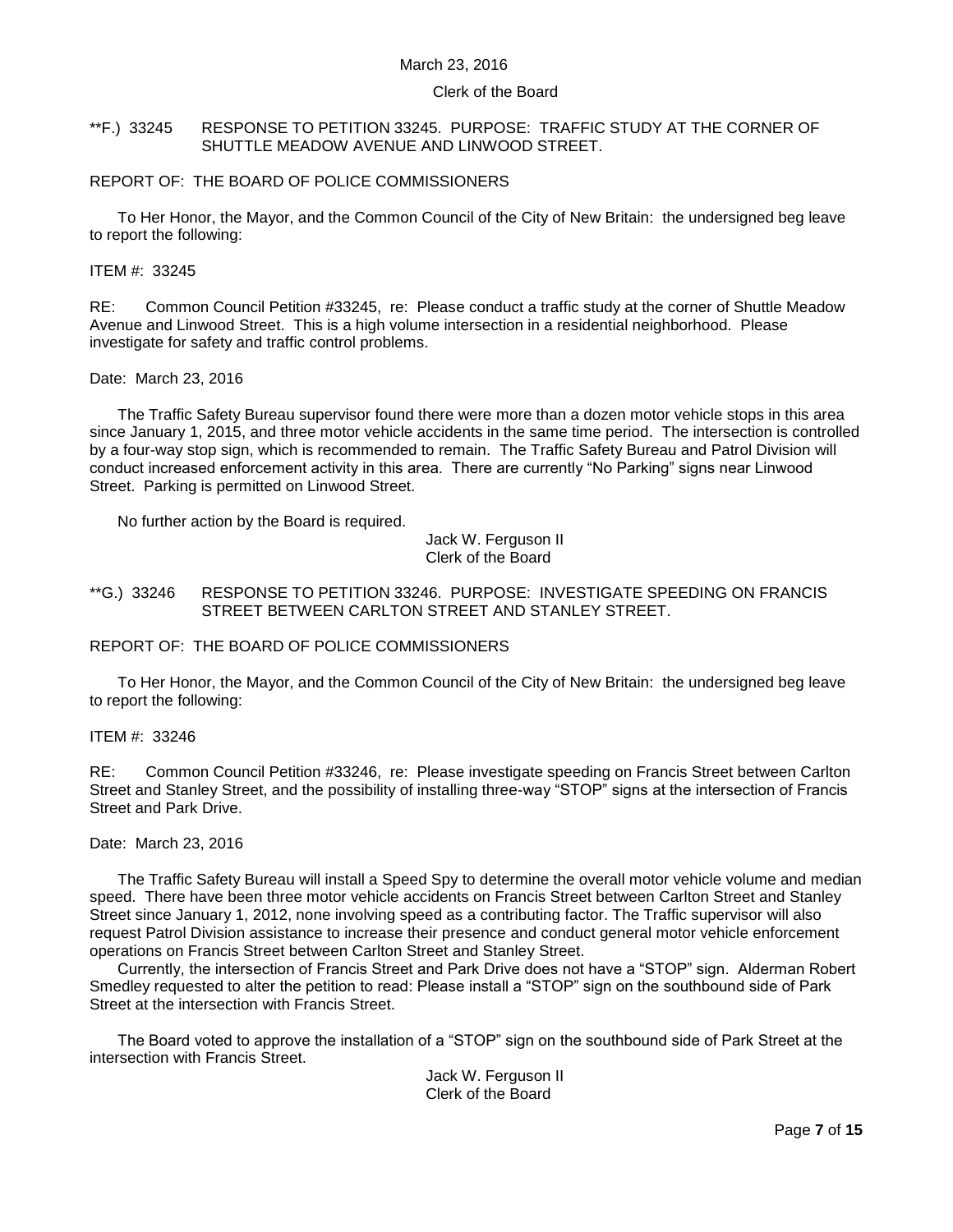**F.) 33245 RESPONSE TO PETITION 33245. PURPOSE: TRAFFIC STUDY AT THE CORNER OF SHUTTLE MEADOW AVENUE AND LINWOOD STREET.

REPORT OF: THE BOARD OF POLICE COMMISSIONERS

To Her Honor, the Mayor, and the Common Council of the City of New Britain: the undersigned beg leave to report the following:

ITEM #: 33245

RE: Common Council Petition #33245, re: Please conduct a traffic study at the corner of Shuttle Meadow Avenue and Linwood Street. This is a high volume intersection in a residential neighborhood. Please investigate for safety and traffic control problems.

Date: March 23, 2016

The Traffic Safety Bureau supervisor found there were more than a dozen motor vehicle stops in this area since January 1, 2015, and three motor vehicle accidents in the same time period. The intersection is controlled by a four-way stop sign, which is recommended to remain. The Traffic Safety Bureau and Patrol Division will conduct increased enforcement activity in this area. There are currently "No Parking" signs near Linwood Street. Parking is permitted on Linwood Street.

No further action by the Board is required.

Jack W. Ferguson II
Clerk of the Board

**G.) 33246 RESPONSE TO PETITION 33246. PURPOSE: INVESTIGATE SPEEDING ON FRANCIS STREET BETWEEN CARLTON STREET AND STANLEY STREET.

REPORT OF: THE BOARD OF POLICE COMMISSIONERS

To Her Honor, the Mayor, and the Common Council of the City of New Britain: the undersigned beg leave to report the following:

ITEM #: 33246

RE: Common Council Petition #33246, re: Please investigate speeding on Francis Street between Carlton Street and Stanley Street, and the possibility of installing three-way "STOP" signs at the intersection of Francis Street and Park Drive.

Date: March 23, 2016

The Traffic Safety Bureau will install a Speed Spy to determine the overall motor vehicle volume and median speed. There have been three motor vehicle accidents on Francis Street between Carlton Street and Stanley Street since January 1, 2012, none involving speed as a contributing factor. The Traffic supervisor will also request Patrol Division assistance to increase their presence and conduct general motor vehicle enforcement operations on Francis Street between Carlton Street and Stanley Street.

Currently, the intersection of Francis Street and Park Drive does not have a "STOP" sign. Alderman Robert Smedley requested to alter the petition to read: Please install a "STOP" sign on the southbound side of Park Street at the intersection with Francis Street.

The Board voted to approve the installation of a "STOP" sign on the southbound side of Park Street at the intersection with Francis Street.

Jack W. Ferguson II
Clerk of the Board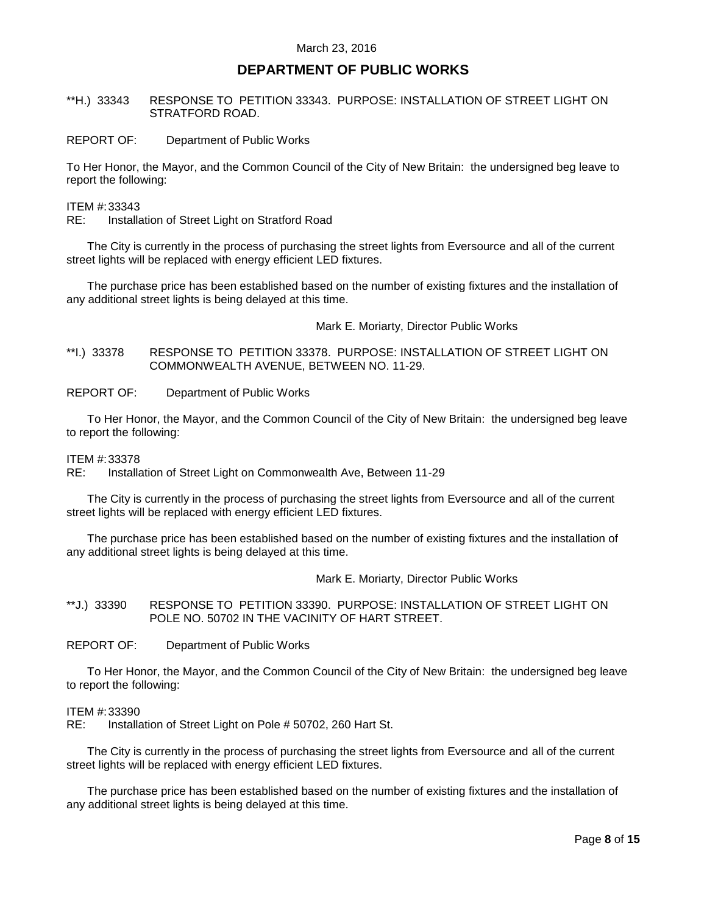## DEPARTMENT OF PUBLIC WORKS

**H.) 33343 RESPONSE TO PETITION 33343. PURPOSE: INSTALLATION OF STREET LIGHT ON STRATFORD ROAD.

REPORT OF: Department of Public Works

To Her Honor, the Mayor, and the Common Council of the City of New Britain: the undersigned beg leave to report the following:

ITEM #: 33343
RE: Installation of Street Light on Stratford Road

The City is currently in the process of purchasing the street lights from Eversource and all of the current street lights will be replaced with energy efficient LED fixtures.

The purchase price has been established based on the number of existing fixtures and the installation of any additional street lights is being delayed at this time.

Mark E. Moriarty, Director Public Works

**I.) 33378 RESPONSE TO PETITION 33378. PURPOSE: INSTALLATION OF STREET LIGHT ON COMMONWEALTH AVENUE, BETWEEN NO. 11-29.

REPORT OF: Department of Public Works

To Her Honor, the Mayor, and the Common Council of the City of New Britain: the undersigned beg leave to report the following:

ITEM #: 33378
RE: Installation of Street Light on Commonwealth Ave, Between 11-29

The City is currently in the process of purchasing the street lights from Eversource and all of the current street lights will be replaced with energy efficient LED fixtures.

The purchase price has been established based on the number of existing fixtures and the installation of any additional street lights is being delayed at this time.

Mark E. Moriarty, Director Public Works

**J.) 33390 RESPONSE TO PETITION 33390. PURPOSE: INSTALLATION OF STREET LIGHT ON POLE NO. 50702 IN THE VACINITY OF HART STREET.

REPORT OF: Department of Public Works

To Her Honor, the Mayor, and the Common Council of the City of New Britain: the undersigned beg leave to report the following:

ITEM #: 33390
RE: Installation of Street Light on Pole # 50702, 260 Hart St.

The City is currently in the process of purchasing the street lights from Eversource and all of the current street lights will be replaced with energy efficient LED fixtures.

The purchase price has been established based on the number of existing fixtures and the installation of any additional street lights is being delayed at this time.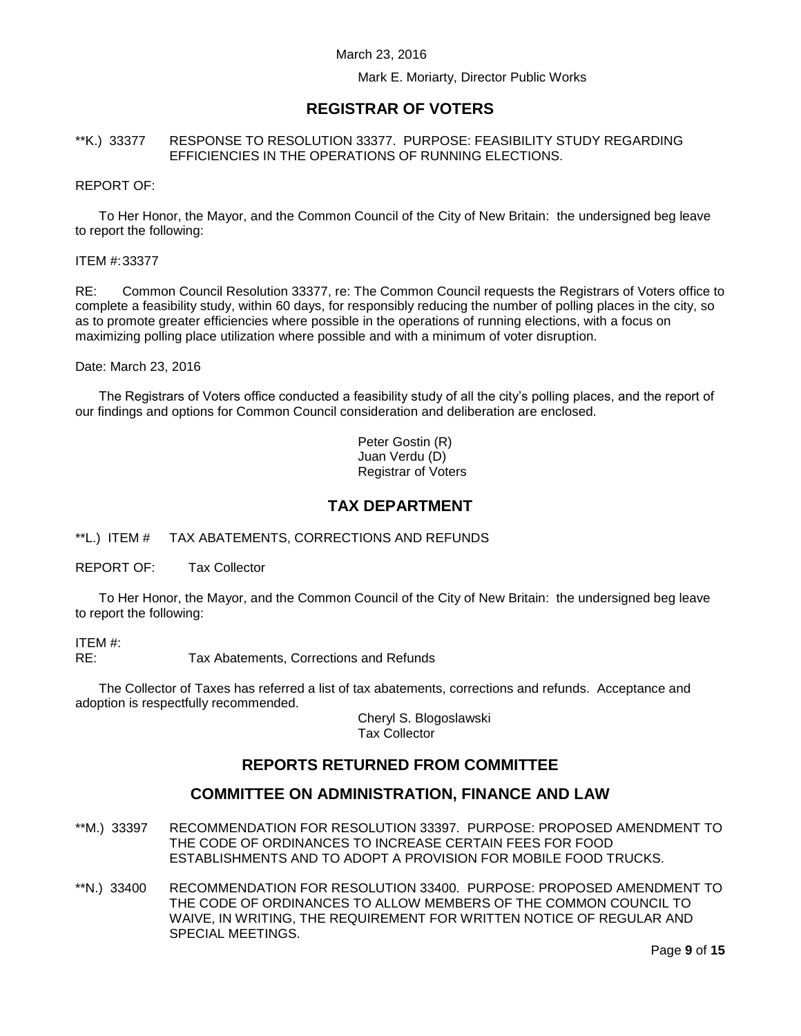March 23, 2016

Mark E. Moriarty, Director Public Works

## REGISTRAR OF VOTERS

**K.) 33377 RESPONSE TO RESOLUTION 33377. PURPOSE: FEASIBILITY STUDY REGARDING EFFICIENCIES IN THE OPERATIONS OF RUNNING ELECTIONS.

REPORT OF:

To Her Honor, the Mayor, and the Common Council of the City of New Britain: the undersigned beg leave to report the following:

ITEM #: 33377

RE: Common Council Resolution 33377, re: The Common Council requests the Registrars of Voters office to complete a feasibility study, within 60 days, for responsibly reducing the number of polling places in the city, so as to promote greater efficiencies where possible in the operations of running elections, with a focus on maximizing polling place utilization where possible and with a minimum of voter disruption.

Date: March 23, 2016

The Registrars of Voters office conducted a feasibility study of all the city's polling places, and the report of our findings and options for Common Council consideration and deliberation are enclosed.

Peter Gostin (R)
Juan Verdu (D)
Registrar of Voters

## TAX DEPARTMENT

**L.) ITEM # TAX ABATEMENTS, CORRECTIONS AND REFUNDS

REPORT OF: Tax Collector

To Her Honor, the Mayor, and the Common Council of the City of New Britain: the undersigned beg leave to report the following:

ITEM #:
RE: Tax Abatements, Corrections and Refunds

The Collector of Taxes has referred a list of tax abatements, corrections and refunds. Acceptance and adoption is respectfully recommended.

Cheryl S. Blogoslawski
Tax Collector

## REPORTS RETURNED FROM COMMITTEE

## COMMITTEE ON ADMINISTRATION, FINANCE AND LAW

**M.) 33397 RECOMMENDATION FOR RESOLUTION 33397. PURPOSE: PROPOSED AMENDMENT TO THE CODE OF ORDINANCES TO INCREASE CERTAIN FEES FOR FOOD ESTABLISHMENTS AND TO ADOPT A PROVISION FOR MOBILE FOOD TRUCKS.

**N.) 33400 RECOMMENDATION FOR RESOLUTION 33400. PURPOSE: PROPOSED AMENDMENT TO THE CODE OF ORDINANCES TO ALLOW MEMBERS OF THE COMMON COUNCIL TO WAIVE, IN WRITING, THE REQUIREMENT FOR WRITTEN NOTICE OF REGULAR AND SPECIAL MEETINGS.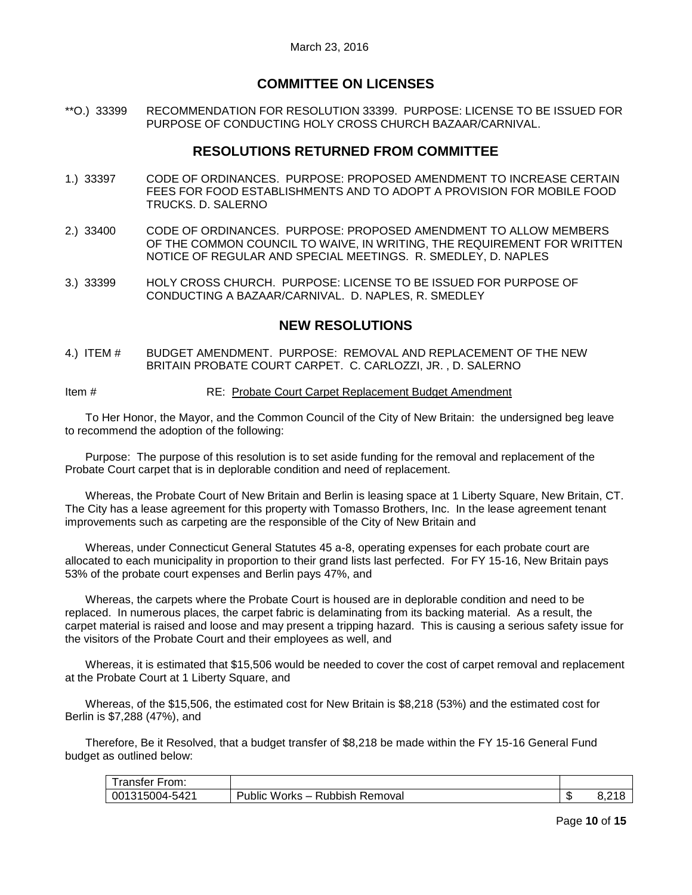March 23, 2016

## COMMITTEE ON LICENSES

**O.) 33399 RECOMMENDATION FOR RESOLUTION 33399. PURPOSE: LICENSE TO BE ISSUED FOR PURPOSE OF CONDUCTING HOLY CROSS CHURCH BAZAAR/CARNIVAL.

## RESOLUTIONS RETURNED FROM COMMITTEE

1.) 33397 CODE OF ORDINANCES. PURPOSE: PROPOSED AMENDMENT TO INCREASE CERTAIN FEES FOR FOOD ESTABLISHMENTS AND TO ADOPT A PROVISION FOR MOBILE FOOD TRUCKS. D. SALERNO

2.) 33400 CODE OF ORDINANCES. PURPOSE: PROPOSED AMENDMENT TO ALLOW MEMBERS OF THE COMMON COUNCIL TO WAIVE, IN WRITING, THE REQUIREMENT FOR WRITTEN NOTICE OF REGULAR AND SPECIAL MEETINGS. R. SMEDLEY, D. NAPLES

3.) 33399 HOLY CROSS CHURCH. PURPOSE: LICENSE TO BE ISSUED FOR PURPOSE OF CONDUCTING A BAZAAR/CARNIVAL. D. NAPLES, R. SMEDLEY

## NEW RESOLUTIONS

4.) ITEM # BUDGET AMENDMENT. PURPOSE: REMOVAL AND REPLACEMENT OF THE NEW BRITAIN PROBATE COURT CARPET. C. CARLOZZI, JR. , D. SALERNO

Item # RE: Probate Court Carpet Replacement Budget Amendment

To Her Honor, the Mayor, and the Common Council of the City of New Britain: the undersigned beg leave to recommend the adoption of the following:

Purpose: The purpose of this resolution is to set aside funding for the removal and replacement of the Probate Court carpet that is in deplorable condition and need of replacement.

Whereas, the Probate Court of New Britain and Berlin is leasing space at 1 Liberty Square, New Britain, CT. The City has a lease agreement for this property with Tomasso Brothers, Inc. In the lease agreement tenant improvements such as carpeting are the responsible of the City of New Britain and

Whereas, under Connecticut General Statutes 45 a-8, operating expenses for each probate court are allocated to each municipality in proportion to their grand lists last perfected. For FY 15-16, New Britain pays 53% of the probate court expenses and Berlin pays 47%, and

Whereas, the carpets where the Probate Court is housed are in deplorable condition and need to be replaced. In numerous places, the carpet fabric is delaminating from its backing material. As a result, the carpet material is raised and loose and may present a tripping hazard. This is causing a serious safety issue for the visitors of the Probate Court and their employees as well, and

Whereas, it is estimated that $15,506 would be needed to cover the cost of carpet removal and replacement at the Probate Court at 1 Liberty Square, and

Whereas, of the $15,506, the estimated cost for New Britain is $8,218 (53%) and the estimated cost for Berlin is $7,288 (47%), and

Therefore, Be it Resolved, that a budget transfer of $8,218 be made within the FY 15-16 General Fund budget as outlined below:

| Transfer From: | | |
|---|---|---|
| 001315004-5421 | Public Works – Rubbish Removal | $ 8,218 |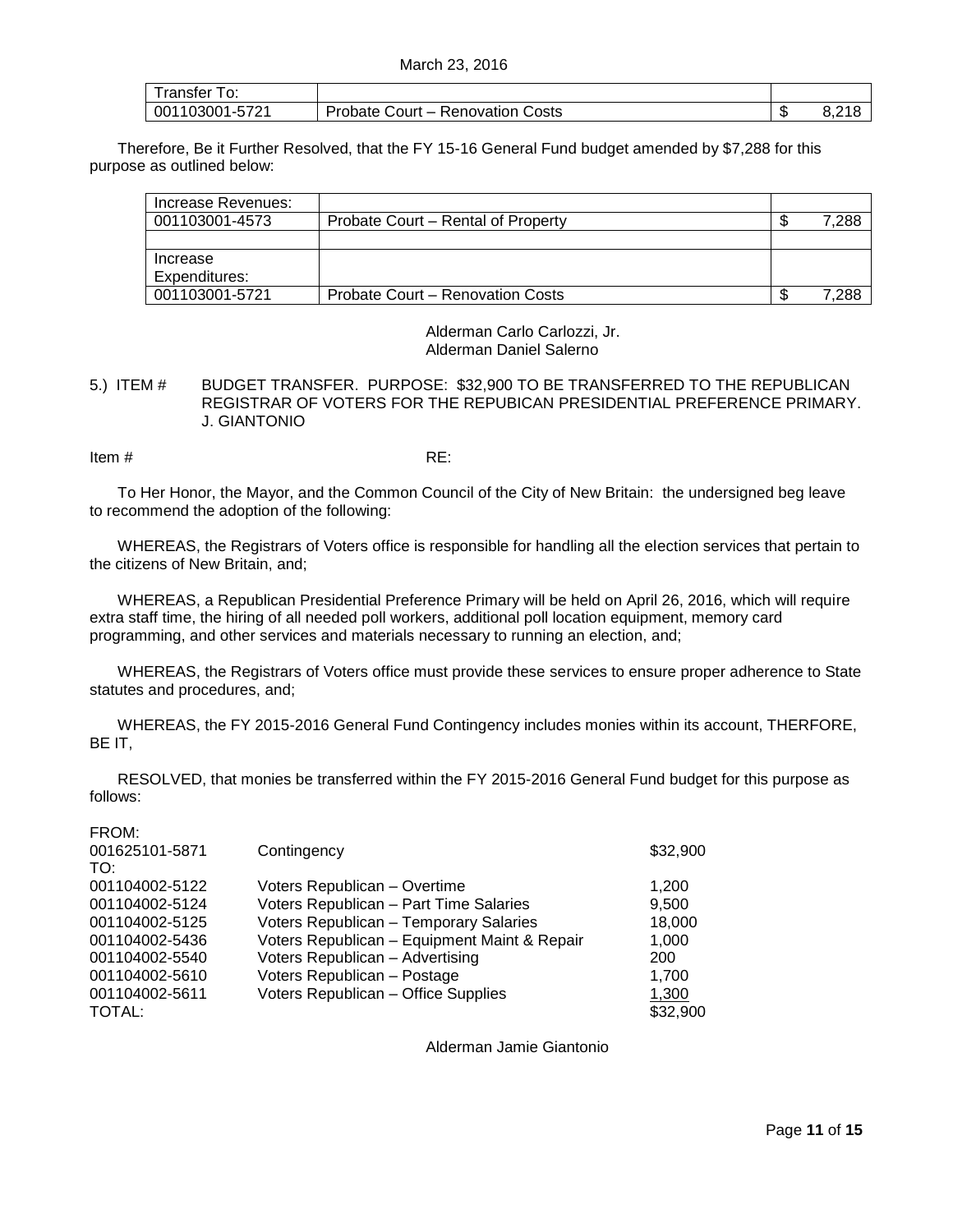| Transfer To: | | |
| --- | --- | --- |
| 001103001-5721 | Probate Court – Renovation Costs | $ 8,218 |

Therefore, Be it Further Resolved, that the FY 15-16 General Fund budget amended by $7,288 for this purpose as outlined below:

| Increase Revenues: | | |
| --- | --- | --- |
| 001103001-4573 | Probate Court – Rental of Property | $ 7,288 |
| | | |
| Increase Expenditures: | | |
| 001103001-5721 | Probate Court – Renovation Costs | $ 7,288 |

Alderman Carlo Carlozzi, Jr.
Alderman Daniel Salerno

5.) ITEM # BUDGET TRANSFER. PURPOSE: $32,900 TO BE TRANSFERRED TO THE REPUBLICAN REGISTRAR OF VOTERS FOR THE REPUBICAN PRESIDENTIAL PREFERENCE PRIMARY. J. GIANTONIO

Item # RE:

To Her Honor, the Mayor, and the Common Council of the City of New Britain: the undersigned beg leave to recommend the adoption of the following:

WHEREAS, the Registrars of Voters office is responsible for handling all the election services that pertain to the citizens of New Britain, and;

WHEREAS, a Republican Presidential Preference Primary will be held on April 26, 2016, which will require extra staff time, the hiring of all needed poll workers, additional poll location equipment, memory card programming, and other services and materials necessary to running an election, and;

WHEREAS, the Registrars of Voters office must provide these services to ensure proper adherence to State statutes and procedures, and;

WHEREAS, the FY 2015-2016 General Fund Contingency includes monies within its account, THERFORE, BE IT,

RESOLVED, that monies be transferred within the FY 2015-2016 General Fund budget for this purpose as follows:

| | | |
| --- | --- | --- |
| FROM: | | |
| 001625101-5871 | Contingency | $32,900 |
| TO: | | |
| 001104002-5122 | Voters Republican – Overtime | 1,200 |
| 001104002-5124 | Voters Republican – Part Time Salaries | 9,500 |
| 001104002-5125 | Voters Republican – Temporary Salaries | 18,000 |
| 001104002-5436 | Voters Republican – Equipment Maint & Repair | 1,000 |
| 001104002-5540 | Voters Republican – Advertising | 200 |
| 001104002-5610 | Voters Republican – Postage | 1,700 |
| 001104002-5611 | Voters Republican – Office Supplies | 1,300 |
| TOTAL: | | $32,900 |

Alderman Jamie Giantonio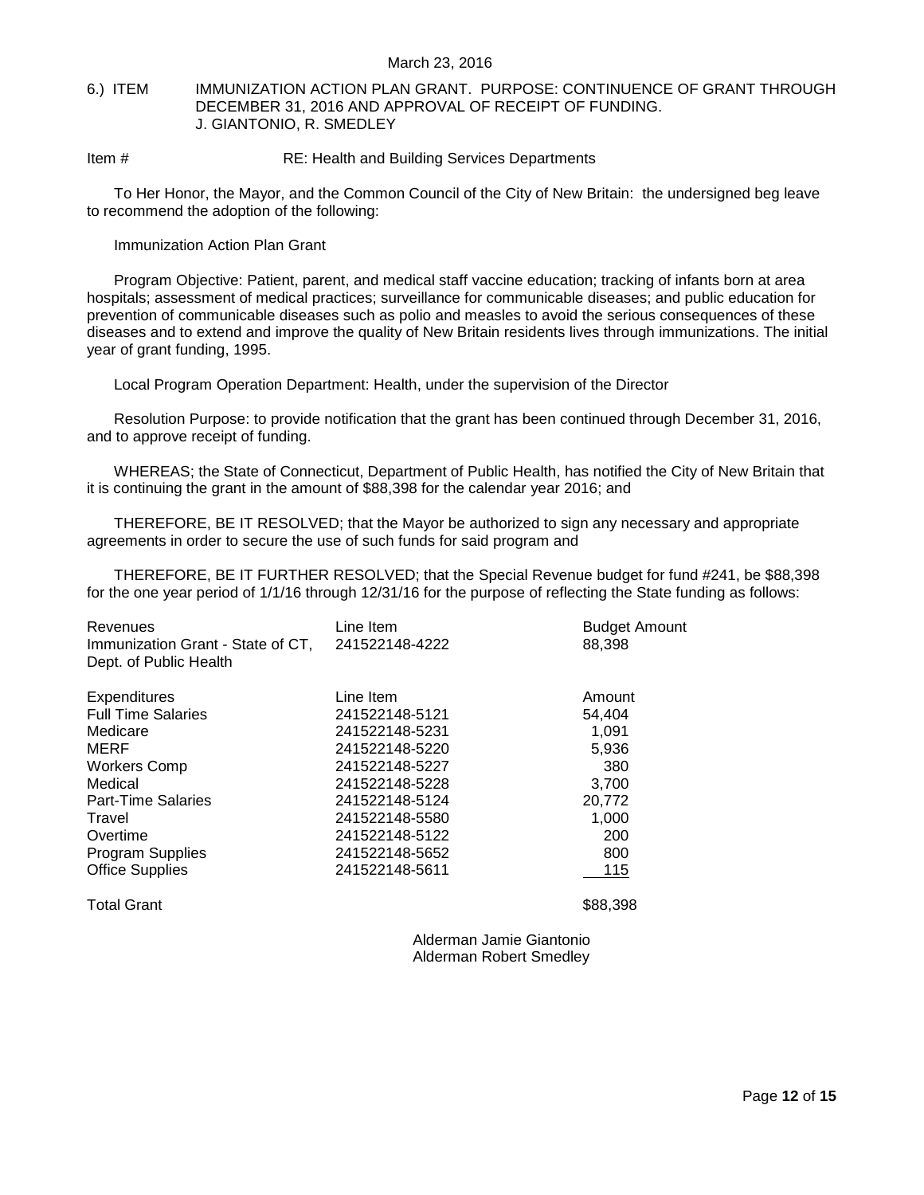6.) ITEM IMMUNIZATION ACTION PLAN GRANT. PURPOSE: CONTINUENCE OF GRANT THROUGH DECEMBER 31, 2016 AND APPROVAL OF RECEIPT OF FUNDING.
J. GIANTONIO, R. SMEDLEY

Item # RE: Health and Building Services Departments

To Her Honor, the Mayor, and the Common Council of the City of New Britain: the undersigned beg leave to recommend the adoption of the following:

Immunization Action Plan Grant

Program Objective: Patient, parent, and medical staff vaccine education; tracking of infants born at area hospitals; assessment of medical practices; surveillance for communicable diseases; and public education for prevention of communicable diseases such as polio and measles to avoid the serious consequences of these diseases and to extend and improve the quality of New Britain residents lives through immunizations. The initial year of grant funding, 1995.

Local Program Operation Department: Health, under the supervision of the Director

Resolution Purpose: to provide notification that the grant has been continued through December 31, 2016, and to approve receipt of funding.

WHEREAS; the State of Connecticut, Department of Public Health, has notified the City of New Britain that it is continuing the grant in the amount of $88,398 for the calendar year 2016; and

THEREFORE, BE IT RESOLVED; that the Mayor be authorized to sign any necessary and appropriate agreements in order to secure the use of such funds for said program and

THEREFORE, BE IT FURTHER RESOLVED; that the Special Revenue budget for fund #241, be $88,398 for the one year period of 1/1/16 through 12/31/16 for the purpose of reflecting the State funding as follows:

| Revenues | Line Item | Budget Amount |
|---|---|---|
| Immunization Grant - State of CT, Dept. of Public Health | 241522148-4222 | 88,398 |

| Expenditures | Line Item | Amount |
|---|---|---|
| Full Time Salaries | 241522148-5121 | 54,404 |
| Medicare | 241522148-5231 | 1,091 |
| MERF | 241522148-5220 | 5,936 |
| Workers Comp | 241522148-5227 | 380 |
| Medical | 241522148-5228 | 3,700 |
| Part-Time Salaries | 241522148-5124 | 20,772 |
| Travel | 241522148-5580 | 1,000 |
| Overtime | 241522148-5122 | 200 |
| Program Supplies | 241522148-5652 | 800 |
| Office Supplies | 241522148-5611 | 115 |
| Total Grant | | $88,398 |

Alderman Jamie Giantonio
Alderman Robert Smedley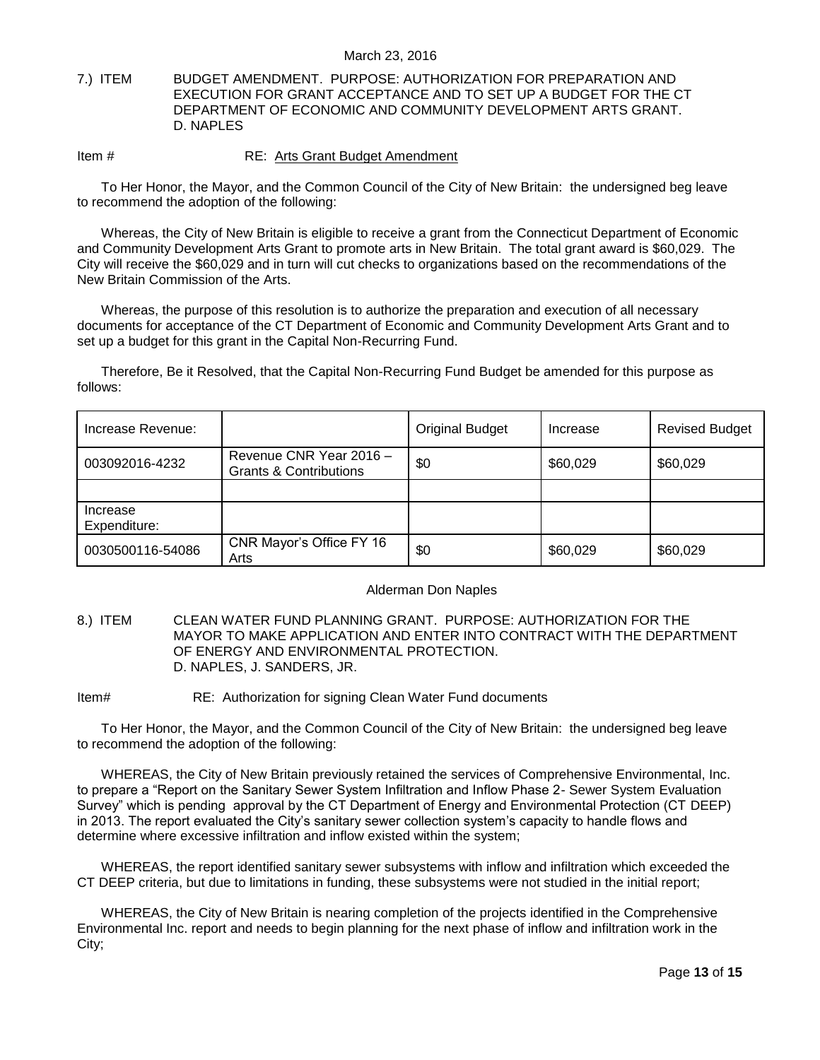March 23, 2016

7.) ITEM BUDGET AMENDMENT. PURPOSE: AUTHORIZATION FOR PREPARATION AND EXECUTION FOR GRANT ACCEPTANCE AND TO SET UP A BUDGET FOR THE CT DEPARTMENT OF ECONOMIC AND COMMUNITY DEVELOPMENT ARTS GRANT. D. NAPLES

Item # RE: Arts Grant Budget Amendment

To Her Honor, the Mayor, and the Common Council of the City of New Britain: the undersigned beg leave to recommend the adoption of the following:

Whereas, the City of New Britain is eligible to receive a grant from the Connecticut Department of Economic and Community Development Arts Grant to promote arts in New Britain. The total grant award is $60,029. The City will receive the $60,029 and in turn will cut checks to organizations based on the recommendations of the New Britain Commission of the Arts.

Whereas, the purpose of this resolution is to authorize the preparation and execution of all necessary documents for acceptance of the CT Department of Economic and Community Development Arts Grant and to set up a budget for this grant in the Capital Non-Recurring Fund.

Therefore, Be it Resolved, that the Capital Non-Recurring Fund Budget be amended for this purpose as follows:

| Increase Revenue: | | Original Budget | Increase | Revised Budget |
|---|---|---|---|---|
| 003092016-4232 | Revenue CNR Year 2016 – Grants & Contributions | $0 | $60,029 | $60,029 |
| | | | | |
| Increase Expenditure: | | | | |
| 0030500116-54086 | CNR Mayor's Office FY 16 Arts | $0 | $60,029 | $60,029 |

Alderman Don Naples

8.) ITEM CLEAN WATER FUND PLANNING GRANT. PURPOSE: AUTHORIZATION FOR THE MAYOR TO MAKE APPLICATION AND ENTER INTO CONTRACT WITH THE DEPARTMENT OF ENERGY AND ENVIRONMENTAL PROTECTION. D. NAPLES, J. SANDERS, JR.

Item# RE: Authorization for signing Clean Water Fund documents

To Her Honor, the Mayor, and the Common Council of the City of New Britain: the undersigned beg leave to recommend the adoption of the following:

WHEREAS, the City of New Britain previously retained the services of Comprehensive Environmental, Inc. to prepare a "Report on the Sanitary Sewer System Infiltration and Inflow Phase 2- Sewer System Evaluation Survey" which is pending approval by the CT Department of Energy and Environmental Protection (CT DEEP) in 2013. The report evaluated the City's sanitary sewer collection system's capacity to handle flows and determine where excessive infiltration and inflow existed within the system;

WHEREAS, the report identified sanitary sewer subsystems with inflow and infiltration which exceeded the CT DEEP criteria, but due to limitations in funding, these subsystems were not studied in the initial report;

WHEREAS, the City of New Britain is nearing completion of the projects identified in the Comprehensive Environmental Inc. report and needs to begin planning for the next phase of inflow and infiltration work in the City;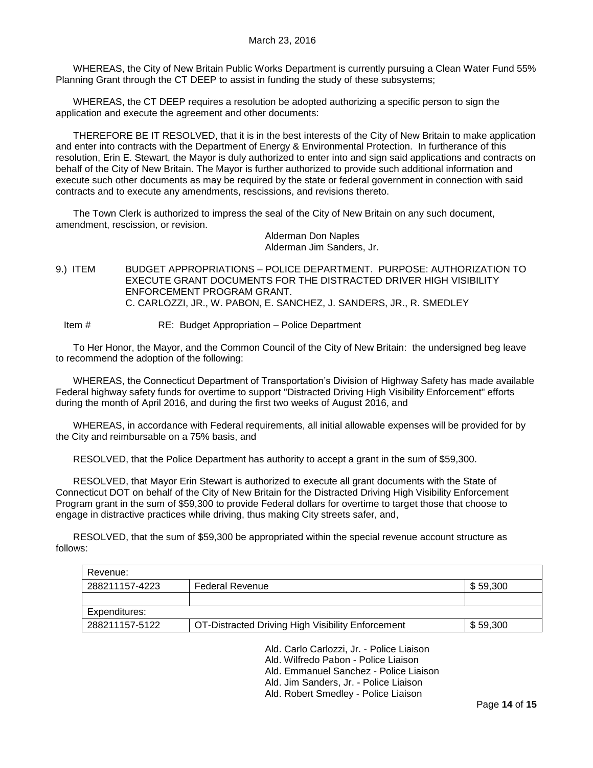WHEREAS, the City of New Britain Public Works Department is currently pursuing a Clean Water Fund 55% Planning Grant through the CT DEEP to assist in funding the study of these subsystems;

WHEREAS, the CT DEEP requires a resolution be adopted authorizing a specific person to sign the application and execute the agreement and other documents:

THEREFORE BE IT RESOLVED, that it is in the best interests of the City of New Britain to make application and enter into contracts with the Department of Energy & Environmental Protection. In furtherance of this resolution, Erin E. Stewart, the Mayor is duly authorized to enter into and sign said applications and contracts on behalf of the City of New Britain. The Mayor is further authorized to provide such additional information and execute such other documents as may be required by the state or federal government in connection with said contracts and to execute any amendments, rescissions, and revisions thereto.

The Town Clerk is authorized to impress the seal of the City of New Britain on any such document, amendment, rescission, or revision.

Alderman Don Naples
Alderman Jim Sanders, Jr.

9.) ITEM BUDGET APPROPRIATIONS – POLICE DEPARTMENT. PURPOSE: AUTHORIZATION TO EXECUTE GRANT DOCUMENTS FOR THE DISTRACTED DRIVER HIGH VISIBILITY ENFORCEMENT PROGRAM GRANT.
C. CARLOZZI, JR., W. PABON, E. SANCHEZ, J. SANDERS, JR., R. SMEDLEY

Item # RE: Budget Appropriation – Police Department

To Her Honor, the Mayor, and the Common Council of the City of New Britain: the undersigned beg leave to recommend the adoption of the following:

WHEREAS, the Connecticut Department of Transportation's Division of Highway Safety has made available Federal highway safety funds for overtime to support "Distracted Driving High Visibility Enforcement" efforts during the month of April 2016, and during the first two weeks of August 2016, and

WHEREAS, in accordance with Federal requirements, all initial allowable expenses will be provided for by the City and reimbursable on a 75% basis, and

RESOLVED, that the Police Department has authority to accept a grant in the sum of $59,300.

RESOLVED, that Mayor Erin Stewart is authorized to execute all grant documents with the State of Connecticut DOT on behalf of the City of New Britain for the Distracted Driving High Visibility Enforcement Program grant in the sum of $59,300 to provide Federal dollars for overtime to target those that choose to engage in distractive practices while driving, thus making City streets safer, and,

RESOLVED, that the sum of $59,300 be appropriated within the special revenue account structure as follows:

| Revenue: | | |
|---|---|---|
| 288211157-4223 | Federal Revenue | $ 59,300 |
| | | |
| Expenditures: | | |
| 288211157-5122 | OT-Distracted Driving High Visibility Enforcement | $ 59,300 |

Ald. Carlo Carlozzi, Jr. - Police Liaison
Ald. Wilfredo Pabon - Police Liaison
Ald. Emmanuel Sanchez - Police Liaison
Ald. Jim Sanders, Jr. - Police Liaison
Ald. Robert Smedley - Police Liaison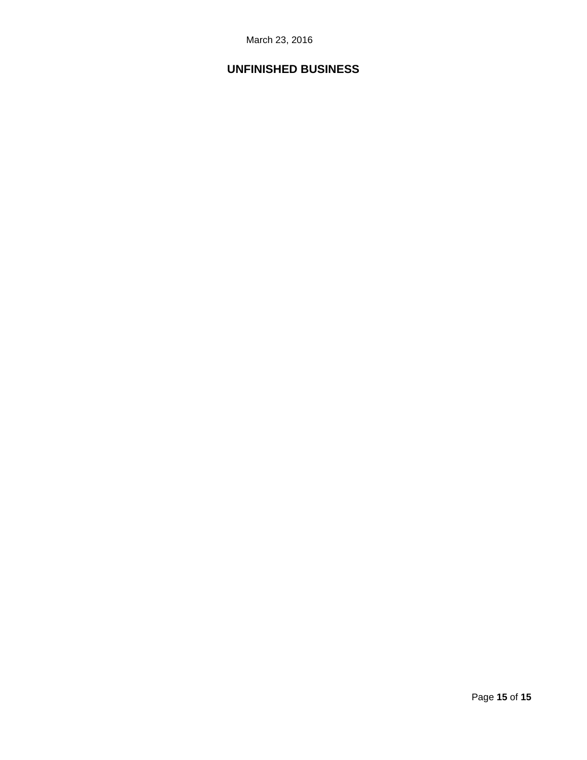March 23, 2016

## UNFINISHED BUSINESS